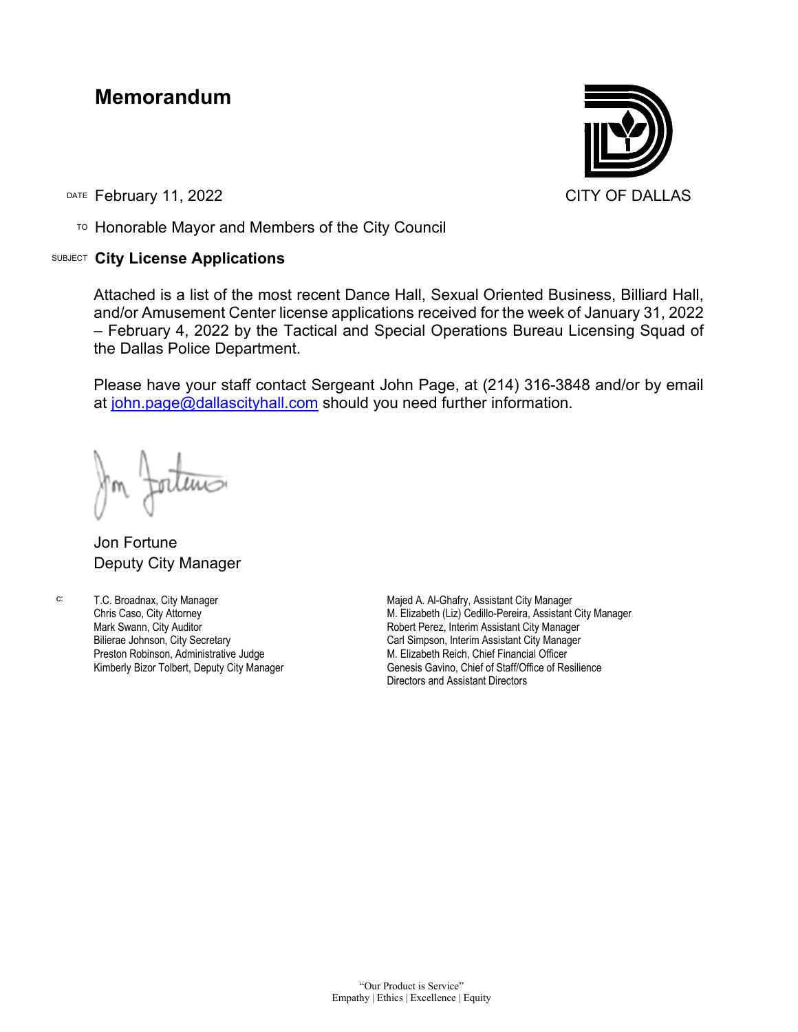# Memorandum

CITY OF DALLAS

DATE February 11, 2022

TO Honorable Mayor and Members of the City Council

SUBJECT **City License Applications**

Attached is a list of the most recent Dance Hall, Sexual Oriented Business, Billiard Hall, and/or Amusement Center license applications received for the week of January 31, 2022 – February 4, 2022 by the Tactical and Special Operations Bureau Licensing Squad of the Dallas Police Department.

Please have your staff contact Sergeant John Page, at (214) 316-3848 and/or by email at john.page@dallascityhall.com should you need further information.

Jon Fortune
Deputy City Manager

c:
T.C. Broadnax, City Manager
Chris Caso, City Attorney
Mark Swann, City Auditor
Bilierae Johnson, City Secretary
Preston Robinson, Administrative Judge
Kimberly Bizor Tolbert, Deputy City Manager
Majed A. Al-Ghafry, Assistant City Manager
M. Elizabeth (Liz) Cedillo-Pereira, Assistant City Manager
Robert Perez, Interim Assistant City Manager
Carl Simpson, Interim Assistant City Manager
M. Elizabeth Reich, Chief Financial Officer
Genesis Gavino, Chief of Staff/Office of Resilience
Directors and Assistant Directors

"Our Product is Service"
Empathy | Ethics | Excellence | Equity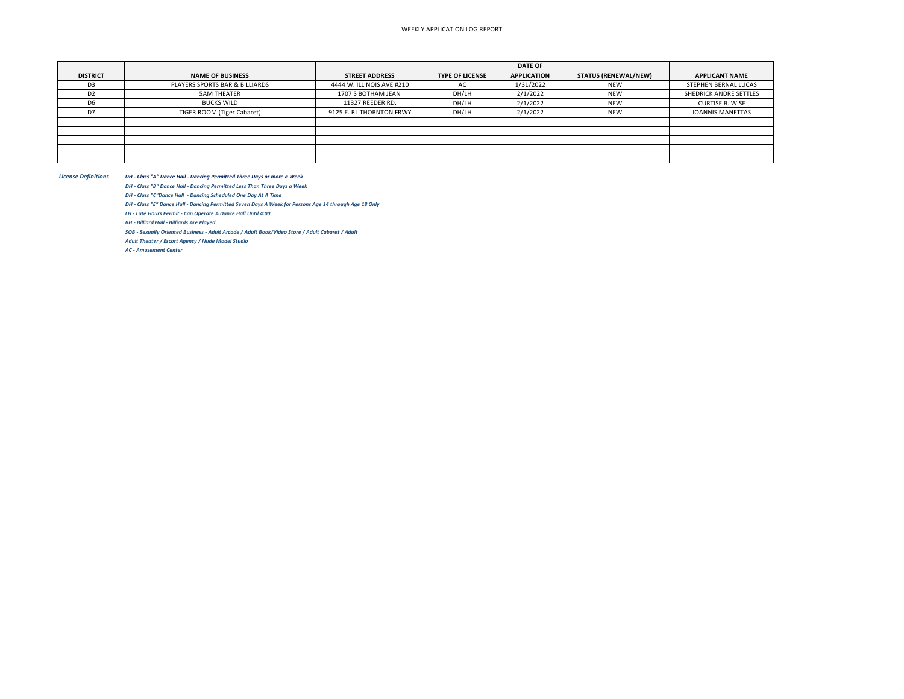WEEKLY APPLICATION LOG REPORT

| DISTRICT | NAME OF BUSINESS | STREET ADDRESS | TYPE OF LICENSE | DATE OF APPLICATION | STATUS (RENEWAL/NEW) | APPLICANT NAME |
|---|---|---|---|---|---|---|
| D3 | PLAYERS SPORTS BAR & BILLIARDS | 4444 W. ILLINOIS AVE #210 | AC | 1/31/2022 | NEW | STEPHEN BERNAL LUCAS |
| D2 | 5AM THEATER | 1707 S BOTHAM JEAN | DH/LH | 2/1/2022 | NEW | SHEDRICK ANDRE SETTLES |
| D6 | BUCKS WILD | 11327 REEDER RD. | DH/LH | 2/1/2022 | NEW | CURTISE B. WISE |
| D7 | TIGER ROOM (Tiger Cabaret) | 9125 E. RL THORNTON FRWY | DH/LH | 2/1/2022 | NEW | IOANNIS MANETTAS |
| | | | | | | |
| | | | | | | |
| | | | | | | |
| | | | | | | |
| | | | | | | |

*License Definitions*

***DH - Class "A" Dance Hall - Dancing Permitted Three Days or more a Week***

***DH - Class "B" Dance Hall - Dancing Permitted Less Than Three Days a Week***

***DH - Class "C"Dance Hall - Dancing Scheduled One Day At A Time***

***DH - Class "E" Dance Hall - Dancing Permitted Seven Days A Week for Persons Age 14 through Age 18 Only***

***LH - Late Hours Permit - Can Operate A Dance Hall Until 4:00***

***BH - Billiard Hall - Billiards Are Played***

***SOB - Sexually Oriented Business - Adult Arcade / Adult Book/Video Store / Adult Cabaret / Adult Adult Theater / Escort Agency / Nude Model Studio***

***AC - Amusement Center***